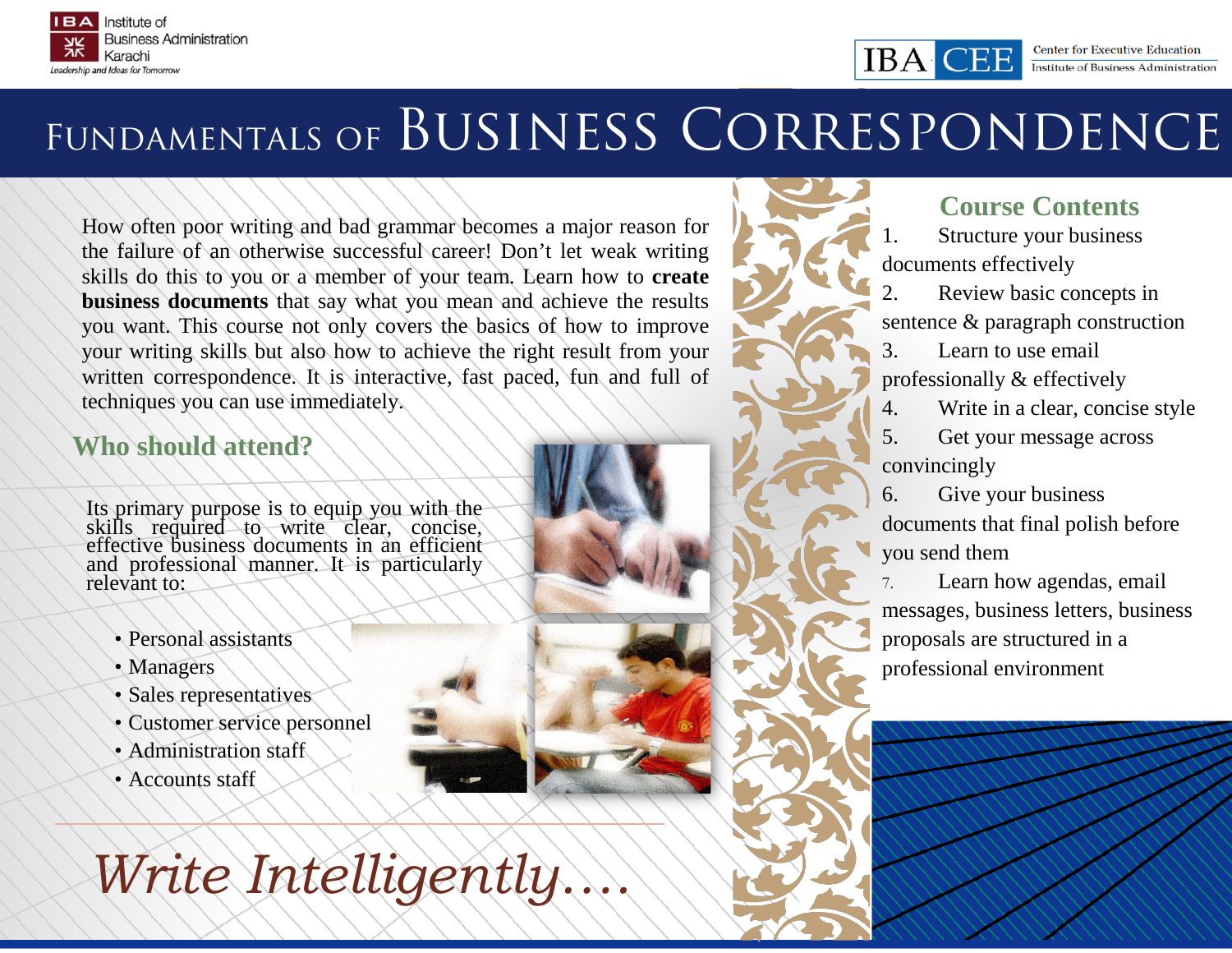IBA Institute of Business Administration Karachi
*Leadership and Ideas for Tomorrow*

IBA CEE Center for Executive Education Institute of Business Administration

# Fundamentals of Business Correspondence

How often poor writing and bad grammar becomes a major reason for the failure of an otherwise successful career! Don't let weak writing skills do this to you or a member of your team. Learn how to **create business documents** that say what you mean and achieve the results you want. This course not only covers the basics of how to improve your writing skills but also how to achieve the right result from your written correspondence. It is interactive, fast paced, fun and full of techniques you can use immediately.

## Who should attend?

Its primary purpose is to equip you with the skills required to write clear, concise, effective business documents in an efficient and professional manner. It is particularly relevant to:

- Personal assistants
- Managers
- Sales representatives
- Customer service personnel
- Administration staff
- Accounts staff

*Write Intelligently….*

## Course Contents

1. Structure your business documents effectively
2. Review basic concepts in sentence & paragraph construction
3. Learn to use email professionally & effectively
4. Write in a clear, concise style
5. Get your message across convincingly
6. Give your business documents that final polish before you send them
7. Learn how agendas, email messages, business letters, business proposals are structured in a professional environment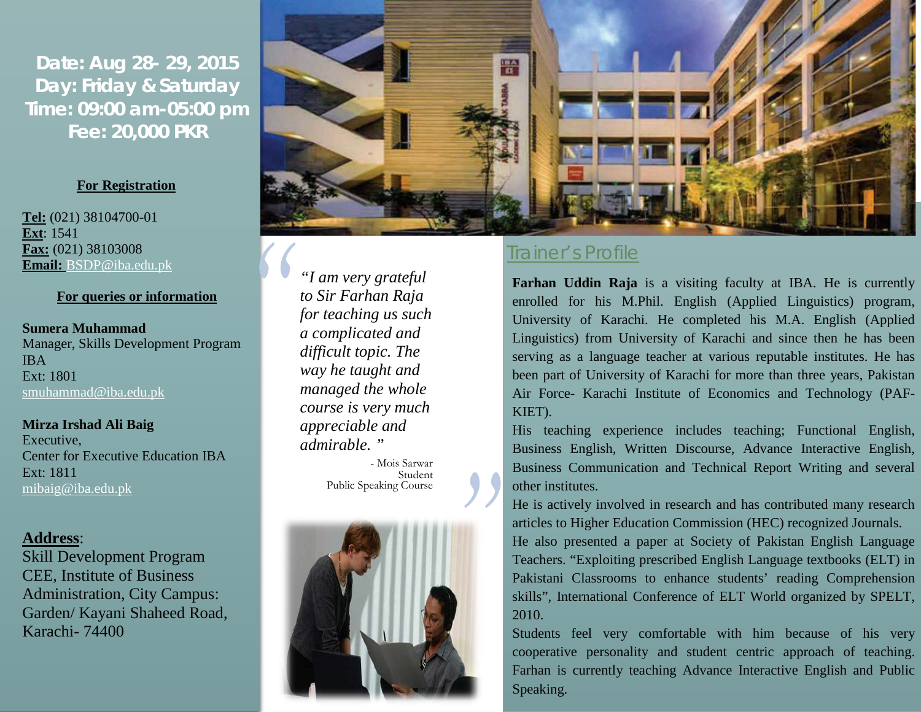**Date: Aug 28- 29, 2015**
**Day: Friday & Saturday**
**Time: 09:00 am-05:00 pm**
**Fee: 20,000 PKR**

**For Registration**

**Tel:** (021) 38104700-01
**Ext**: 1541
**Fax:** (021) 38103008
**Email:** BSDP@iba.edu.pk

**For queries or information**

**Sumera Muhammad**
Manager, Skills Development Program
IBA
Ext: 1801
smuhammad@iba.edu.pk

**Mirza Irshad Ali Baig**
Executive,
Center for Executive Education IBA
Ext: 1811
mibaig@iba.edu.pk

**Address**:
Skill Development Program
CEE, Institute of Business Administration, City Campus: Garden/ Kayani Shaheed Road, Karachi- 74400

*"I am very grateful to Sir Farhan Raja for teaching us such a complicated and difficult topic. The way he taught and managed the whole course is very much appreciable and admirable. "*

- Mois Sarwar
Student
Public Speaking Course

## Trainer's Profile

**Farhan Uddin Raja** is a visiting faculty at IBA. He is currently enrolled for his M.Phil. English (Applied Linguistics) program, University of Karachi. He completed his M.A. English (Applied Linguistics) from University of Karachi and since then he has been serving as a language teacher at various reputable institutes. He has been part of University of Karachi for more than three years, Pakistan Air Force- Karachi Institute of Economics and Technology (PAF-KIET).

His teaching experience includes teaching; Functional English, Business English, Written Discourse, Advance Interactive English, Business Communication and Technical Report Writing and several other institutes.

He is actively involved in research and has contributed many research articles to Higher Education Commission (HEC) recognized Journals.

He also presented a paper at Society of Pakistan English Language Teachers. "Exploiting prescribed English Language textbooks (ELT) in Pakistani Classrooms to enhance students' reading Comprehension skills", International Conference of ELT World organized by SPELT, 2010.

Students feel very comfortable with him because of his very cooperative personality and student centric approach of teaching. Farhan is currently teaching Advance Interactive English and Public Speaking.